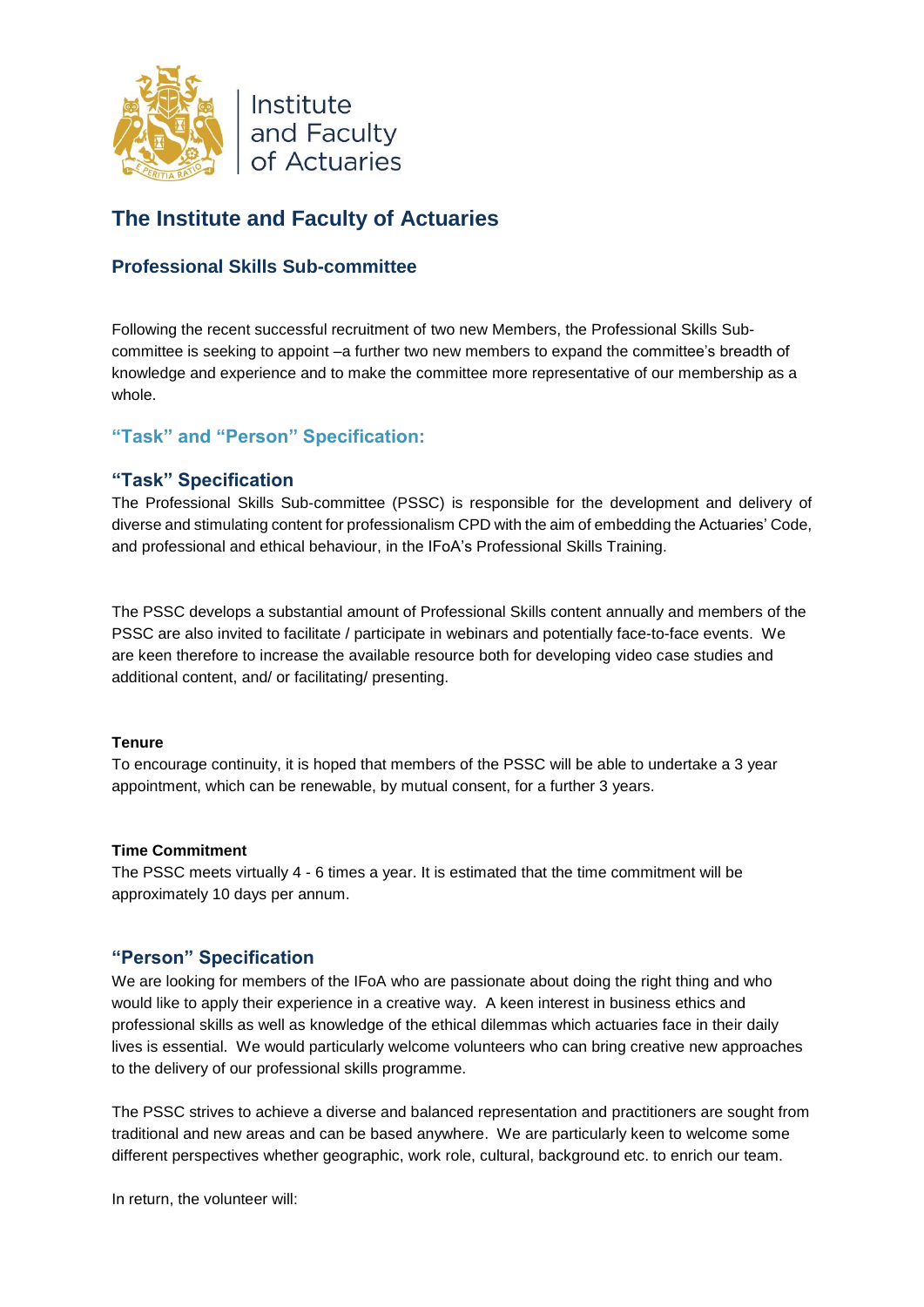Institute and Faculty of Actuaries

# The Institute and Faculty of Actuaries

## Professional Skills Sub-committee

Following the recent successful recruitment of two new Members, the Professional Skills Sub-committee is seeking to appoint –a further two new members to expand the committee's breadth of knowledge and experience and to make the committee more representative of our membership as a whole.

## "Task" and "Person" Specification:

### "Task" Specification

The Professional Skills Sub-committee (PSSC) is responsible for the development and delivery of diverse and stimulating content for professionalism CPD with the aim of embedding the Actuaries' Code, and professional and ethical behaviour, in the IFoA's Professional Skills Training.

The PSSC develops a substantial amount of Professional Skills content annually and members of the PSSC are also invited to facilitate / participate in webinars and potentially face-to-face events. We are keen therefore to increase the available resource both for developing video case studies and additional content, and/ or facilitating/ presenting.

**Tenure**

To encourage continuity, it is hoped that members of the PSSC will be able to undertake a 3 year appointment, which can be renewable, by mutual consent, for a further 3 years.

**Time Commitment**

The PSSC meets virtually 4 - 6 times a year. It is estimated that the time commitment will be approximately 10 days per annum.

### "Person" Specification

We are looking for members of the IFoA who are passionate about doing the right thing and who would like to apply their experience in a creative way. A keen interest in business ethics and professional skills as well as knowledge of the ethical dilemmas which actuaries face in their daily lives is essential. We would particularly welcome volunteers who can bring creative new approaches to the delivery of our professional skills programme.

The PSSC strives to achieve a diverse and balanced representation and practitioners are sought from traditional and new areas and can be based anywhere. We are particularly keen to welcome some different perspectives whether geographic, work role, cultural, background etc. to enrich our team.

In return, the volunteer will: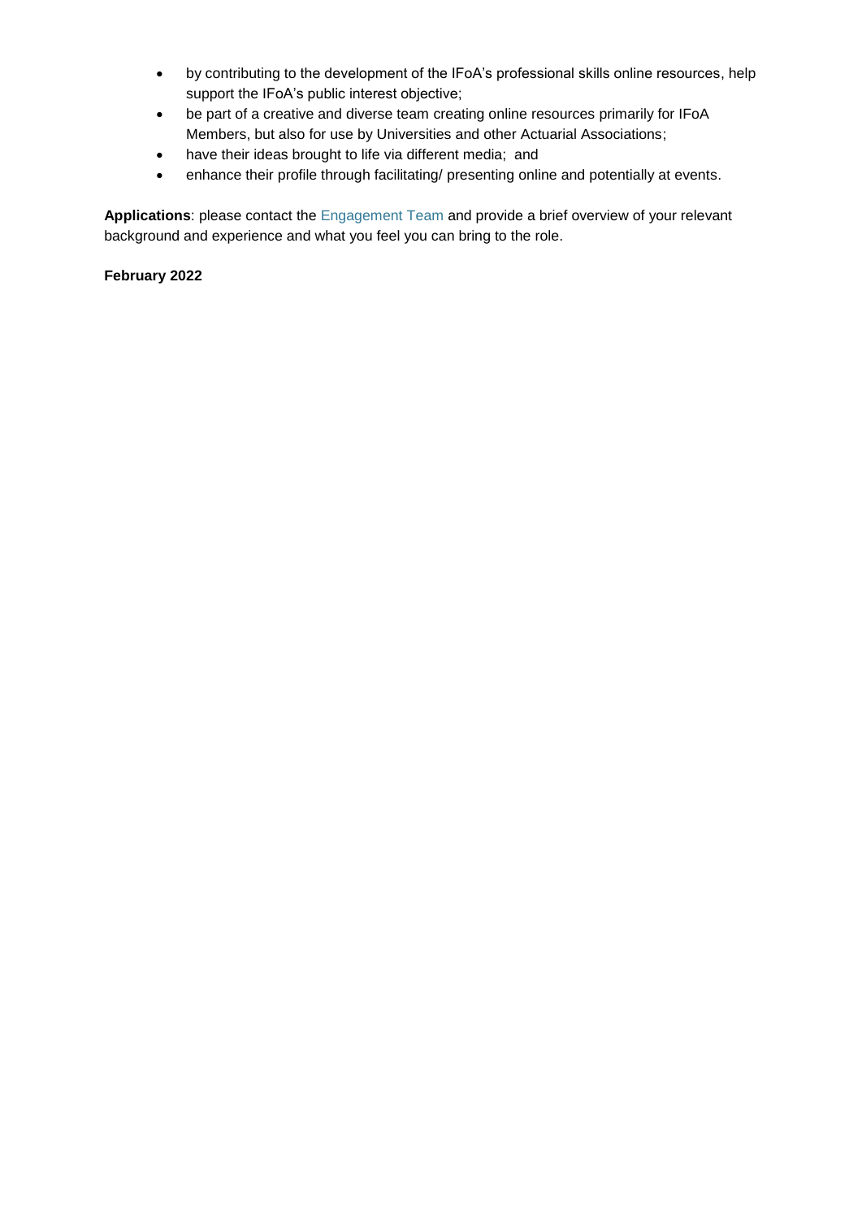- by contributing to the development of the IFoA's professional skills online resources, help support the IFoA's public interest objective;
- be part of a creative and diverse team creating online resources primarily for IFoA Members, but also for use by Universities and other Actuarial Associations;
- have their ideas brought to life via different media; and
- enhance their profile through facilitating/ presenting online and potentially at events.

**Applications**: please contact the Engagement Team and provide a brief overview of your relevant background and experience and what you feel you can bring to the role.

**February 2022**